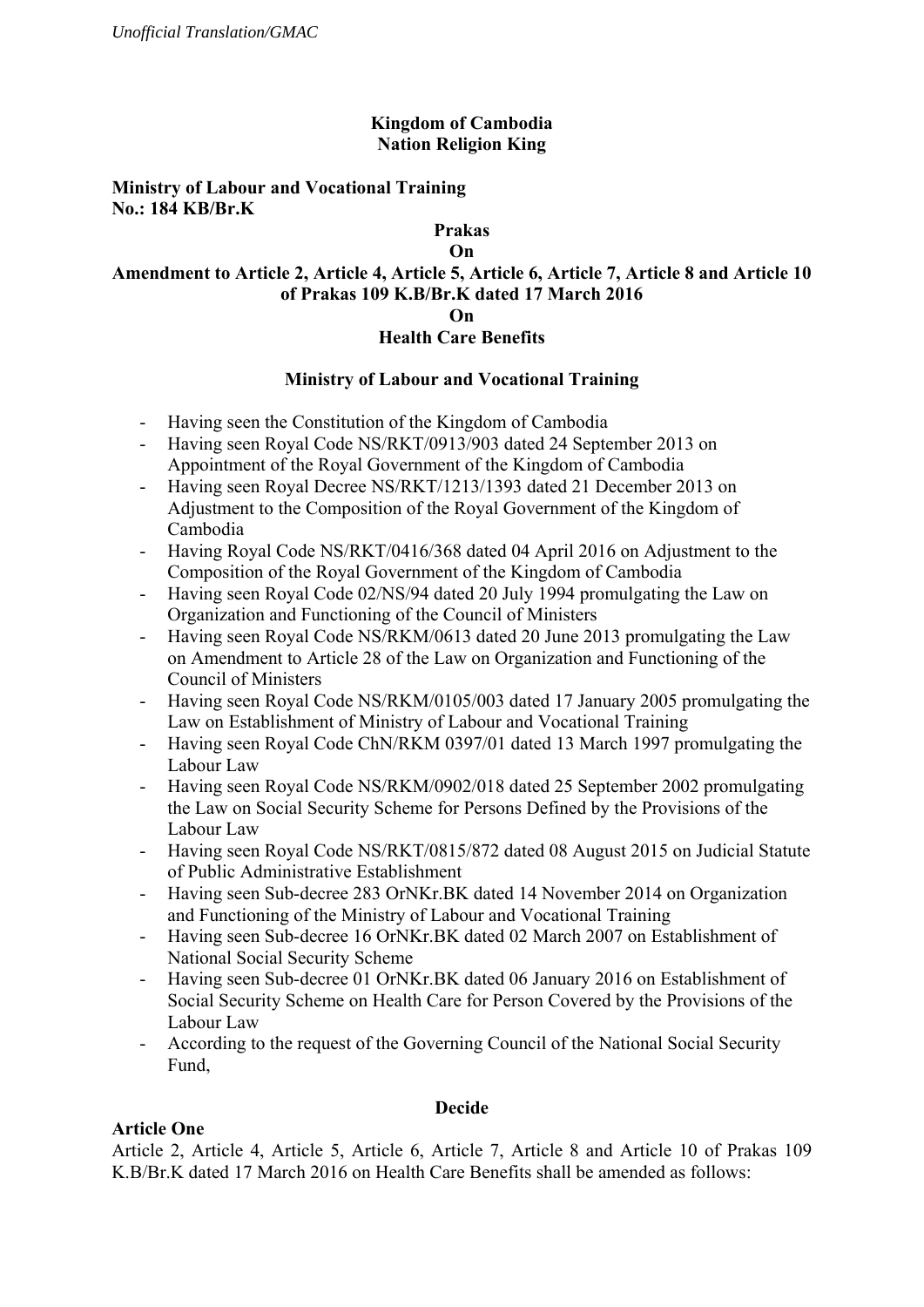*Unofficial Translation/GMAC*

**Kingdom of Cambodia**
**Nation Religion King**

**Ministry of Labour and Vocational Training**
**No.: 184 KB/Br.K**

**Prakas**
**On**
**Amendment to Article 2, Article 4, Article 5, Article 6, Article 7, Article 8 and Article 10 of Prakas 109 K.B/Br.K dated 17 March 2016**
**On**
**Health Care Benefits**

**Ministry of Labour and Vocational Training**

- Having seen the Constitution of the Kingdom of Cambodia
- Having seen Royal Code NS/RKT/0913/903 dated 24 September 2013 on Appointment of the Royal Government of the Kingdom of Cambodia
- Having seen Royal Decree NS/RKT/1213/1393 dated 21 December 2013 on Adjustment to the Composition of the Royal Government of the Kingdom of Cambodia
- Having Royal Code NS/RKT/0416/368 dated 04 April 2016 on Adjustment to the Composition of the Royal Government of the Kingdom of Cambodia
- Having seen Royal Code 02/NS/94 dated 20 July 1994 promulgating the Law on Organization and Functioning of the Council of Ministers
- Having seen Royal Code NS/RKM/0613 dated 20 June 2013 promulgating the Law on Amendment to Article 28 of the Law on Organization and Functioning of the Council of Ministers
- Having seen Royal Code NS/RKM/0105/003 dated 17 January 2005 promulgating the Law on Establishment of Ministry of Labour and Vocational Training
- Having seen Royal Code ChN/RKM 0397/01 dated 13 March 1997 promulgating the Labour Law
- Having seen Royal Code NS/RKM/0902/018 dated 25 September 2002 promulgating the Law on Social Security Scheme for Persons Defined by the Provisions of the Labour Law
- Having seen Royal Code NS/RKT/0815/872 dated 08 August 2015 on Judicial Statute of Public Administrative Establishment
- Having seen Sub-decree 283 OrNKr.BK dated 14 November 2014 on Organization and Functioning of the Ministry of Labour and Vocational Training
- Having seen Sub-decree 16 OrNKr.BK dated 02 March 2007 on Establishment of National Social Security Scheme
- Having seen Sub-decree 01 OrNKr.BK dated 06 January 2016 on Establishment of Social Security Scheme on Health Care for Person Covered by the Provisions of the Labour Law
- According to the request of the Governing Council of the National Social Security Fund,

**Decide**

**Article One**

Article 2, Article 4, Article 5, Article 6, Article 7, Article 8 and Article 10 of Prakas 109 K.B/Br.K dated 17 March 2016 on Health Care Benefits shall be amended as follows: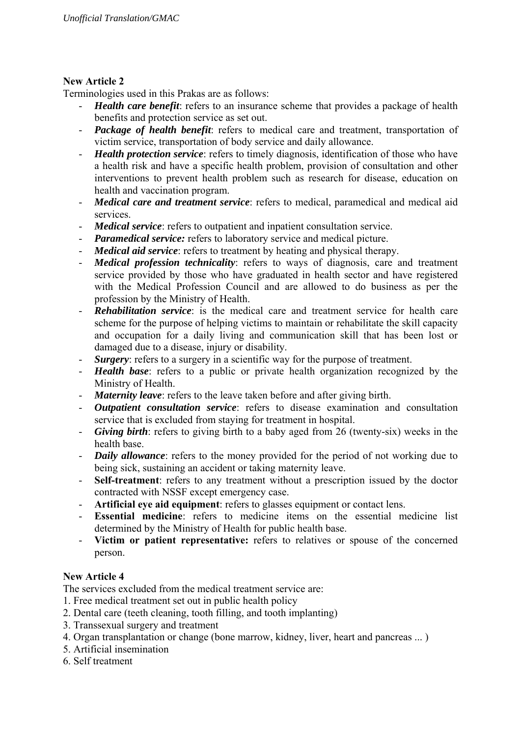**New Article 2**

Terminologies used in this Prakas are as follows:

- ***Health care benefit***: refers to an insurance scheme that provides a package of health benefits and protection service as set out.
- ***Package of health benefit***: refers to medical care and treatment, transportation of victim service, transportation of body service and daily allowance.
- ***Health protection service***: refers to timely diagnosis, identification of those who have a health risk and have a specific health problem, provision of consultation and other interventions to prevent health problem such as research for disease, education on health and vaccination program.
- ***Medical care and treatment service***: refers to medical, paramedical and medical aid services.
- ***Medical service***: refers to outpatient and inpatient consultation service.
- ***Paramedical service:*** refers to laboratory service and medical picture.
- ***Medical aid service***: refers to treatment by heating and physical therapy.
- ***Medical profession technicality***: refers to ways of diagnosis, care and treatment service provided by those who have graduated in health sector and have registered with the Medical Profession Council and are allowed to do business as per the profession by the Ministry of Health.
- ***Rehabilitation service***: is the medical care and treatment service for health care scheme for the purpose of helping victims to maintain or rehabilitate the skill capacity and occupation for a daily living and communication skill that has been lost or damaged due to a disease, injury or disability.
- ***Surgery***: refers to a surgery in a scientific way for the purpose of treatment.
- ***Health base***: refers to a public or private health organization recognized by the Ministry of Health.
- ***Maternity leave***: refers to the leave taken before and after giving birth.
- ***Outpatient consultation service***: refers to disease examination and consultation service that is excluded from staying for treatment in hospital.
- ***Giving birth***: refers to giving birth to a baby aged from 26 (twenty-six) weeks in the health base.
- ***Daily allowance***: refers to the money provided for the period of not working due to being sick, sustaining an accident or taking maternity leave.
- **Self-treatment**: refers to any treatment without a prescription issued by the doctor contracted with NSSF except emergency case.
- **Artificial eye aid equipment**: refers to glasses equipment or contact lens.
- **Essential medicine**: refers to medicine items on the essential medicine list determined by the Ministry of Health for public health base.
- **Victim or patient representative:** refers to relatives or spouse of the concerned person.

**New Article 4**

The services excluded from the medical treatment service are:

1. Free medical treatment set out in public health policy
2. Dental care (teeth cleaning, tooth filling, and tooth implanting)
3. Transsexual surgery and treatment
4. Organ transplantation or change (bone marrow, kidney, liver, heart and pancreas ... )
5. Artificial insemination
6. Self treatment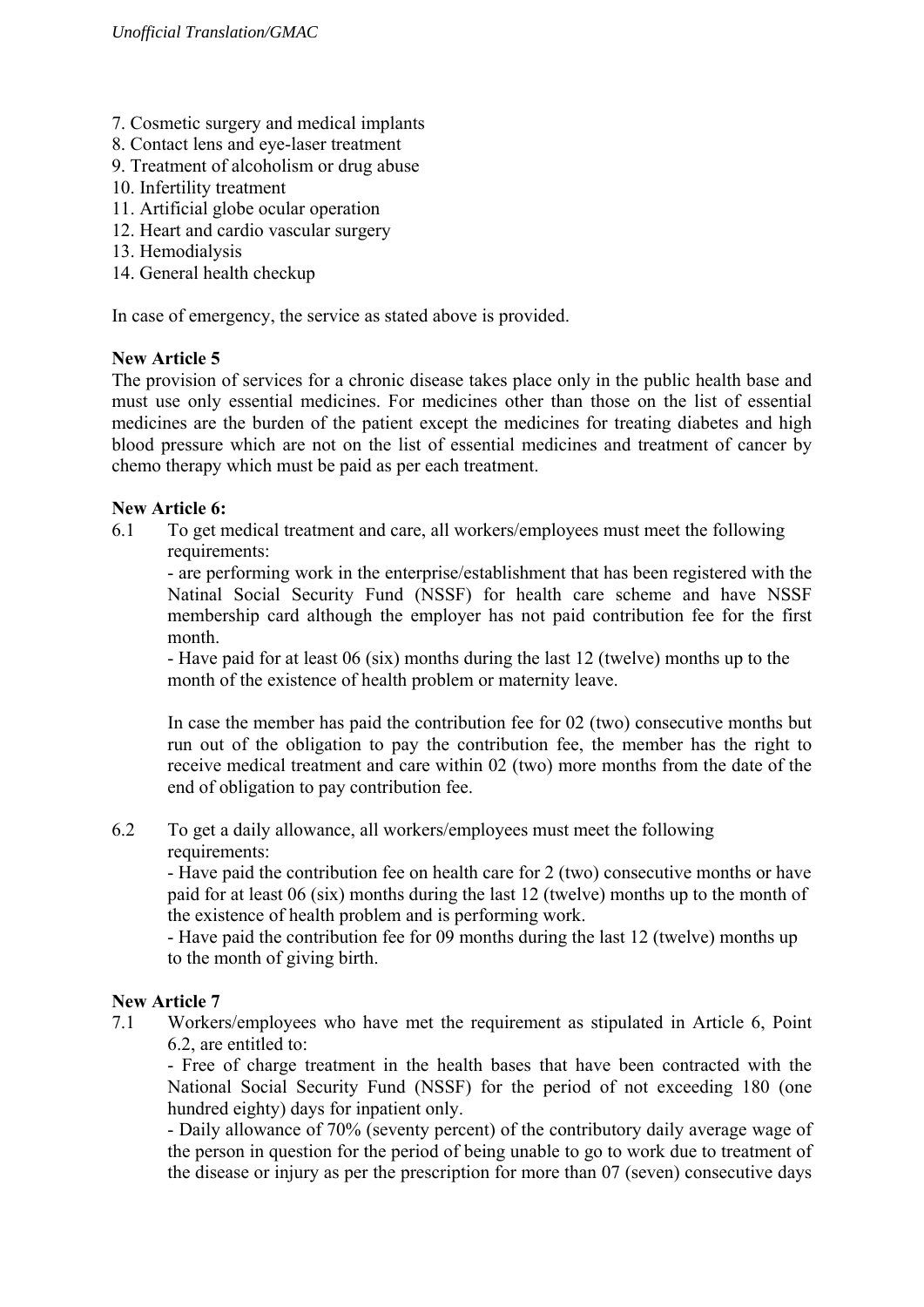7. Cosmetic surgery and medical implants
8. Contact lens and eye-laser treatment
9. Treatment of alcoholism or drug abuse
10. Infertility treatment
11. Artificial globe ocular operation
12. Heart and cardio vascular surgery
13. Hemodialysis
14. General health checkup

In case of emergency, the service as stated above is provided.

**New Article 5**

The provision of services for a chronic disease takes place only in the public health base and must use only essential medicines. For medicines other than those on the list of essential medicines are the burden of the patient except the medicines for treating diabetes and high blood pressure which are not on the list of essential medicines and treatment of cancer by chemo therapy which must be paid as per each treatment.

**New Article 6:**

6.1 To get medical treatment and care, all workers/employees must meet the following requirements:

- are performing work in the enterprise/establishment that has been registered with the Natinal Social Security Fund (NSSF) for health care scheme and have NSSF membership card although the employer has not paid contribution fee for the first month.
- Have paid for at least 06 (six) months during the last 12 (twelve) months up to the month of the existence of health problem or maternity leave.

In case the member has paid the contribution fee for 02 (two) consecutive months but run out of the obligation to pay the contribution fee, the member has the right to receive medical treatment and care within 02 (two) more months from the date of the end of obligation to pay contribution fee.

6.2 To get a daily allowance, all workers/employees must meet the following requirements:

- Have paid the contribution fee on health care for 2 (two) consecutive months or have paid for at least 06 (six) months during the last 12 (twelve) months up to the month of the existence of health problem and is performing work.
- Have paid the contribution fee for 09 months during the last 12 (twelve) months up to the month of giving birth.

**New Article 7**

7.1 Workers/employees who have met the requirement as stipulated in Article 6, Point 6.2, are entitled to:

- Free of charge treatment in the health bases that have been contracted with the National Social Security Fund (NSSF) for the period of not exceeding 180 (one hundred eighty) days for inpatient only.
- Daily allowance of 70% (seventy percent) of the contributory daily average wage of the person in question for the period of being unable to go to work due to treatment of the disease or injury as per the prescription for more than 07 (seven) consecutive days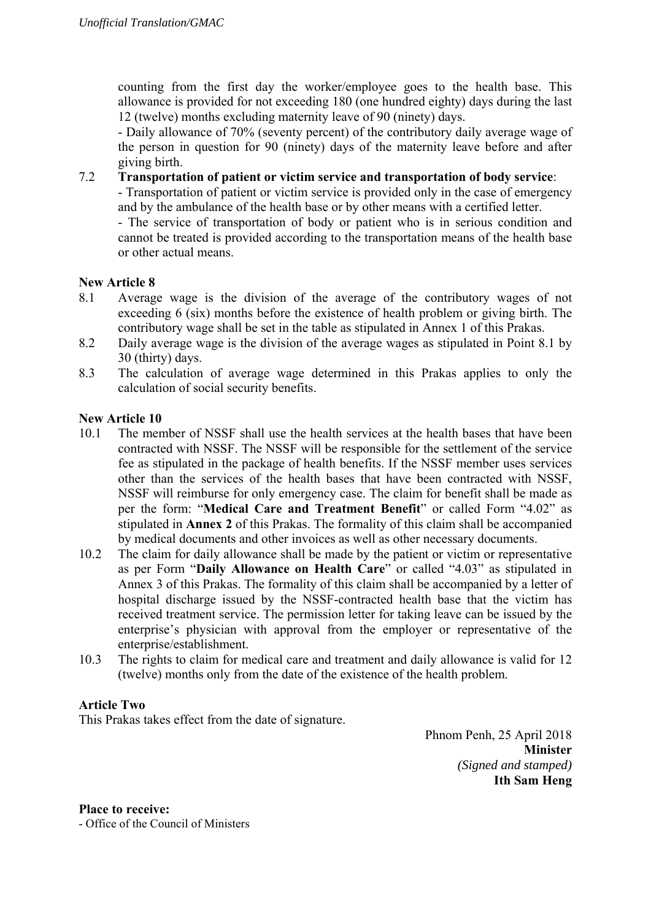counting from the first day the worker/employee goes to the health base. This allowance is provided for not exceeding 180 (one hundred eighty) days during the last 12 (twelve) months excluding maternity leave of 90 (ninety) days.

- Daily allowance of 70% (seventy percent) of the contributory daily average wage of the person in question for 90 (ninety) days of the maternity leave before and after giving birth.

7.2 **Transportation of patient or victim service and transportation of body service**:

- Transportation of patient or victim service is provided only in the case of emergency and by the ambulance of the health base or by other means with a certified letter.
- The service of transportation of body or patient who is in serious condition and cannot be treated is provided according to the transportation means of the health base or other actual means.

**New Article 8**

8.1 Average wage is the division of the average of the contributory wages of not exceeding 6 (six) months before the existence of health problem or giving birth. The contributory wage shall be set in the table as stipulated in Annex 1 of this Prakas.

8.2 Daily average wage is the division of the average wages as stipulated in Point 8.1 by 30 (thirty) days.

8.3 The calculation of average wage determined in this Prakas applies to only the calculation of social security benefits.

**New Article 10**

10.1 The member of NSSF shall use the health services at the health bases that have been contracted with NSSF. The NSSF will be responsible for the settlement of the service fee as stipulated in the package of health benefits. If the NSSF member uses services other than the services of the health bases that have been contracted with NSSF, NSSF will reimburse for only emergency case. The claim for benefit shall be made as per the form: "**Medical Care and Treatment Benefit**" or called Form "4.02" as stipulated in **Annex 2** of this Prakas. The formality of this claim shall be accompanied by medical documents and other invoices as well as other necessary documents.

10.2 The claim for daily allowance shall be made by the patient or victim or representative as per Form "**Daily Allowance on Health Care**" or called "4.03" as stipulated in Annex 3 of this Prakas. The formality of this claim shall be accompanied by a letter of hospital discharge issued by the NSSF-contracted health base that the victim has received treatment service. The permission letter for taking leave can be issued by the enterprise's physician with approval from the employer or representative of the enterprise/establishment.

10.3 The rights to claim for medical care and treatment and daily allowance is valid for 12 (twelve) months only from the date of the existence of the health problem.

**Article Two**

This Prakas takes effect from the date of signature.

Phnom Penh, 25 April 2018

**Minister**

*(Signed and stamped)*

**Ith Sam Heng**

**Place to receive:**

- Office of the Council of Ministers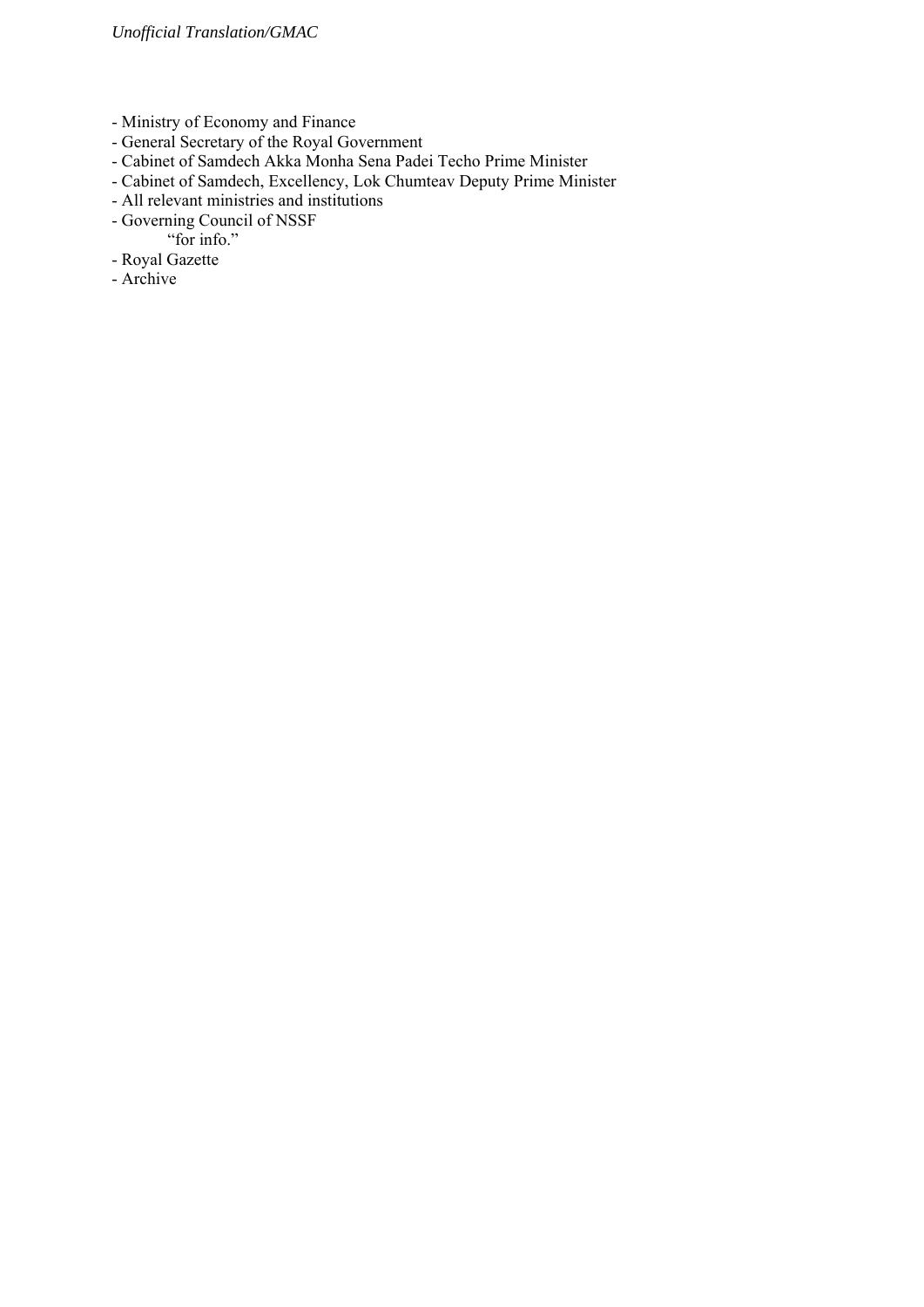- Ministry of Economy and Finance
- General Secretary of the Royal Government
- Cabinet of Samdech Akka Monha Sena Padei Techo Prime Minister
- Cabinet of Samdech, Excellency, Lok Chumteav Deputy Prime Minister
- All relevant ministries and institutions
- Governing Council of NSSF

    "for info."

- Royal Gazette
- Archive